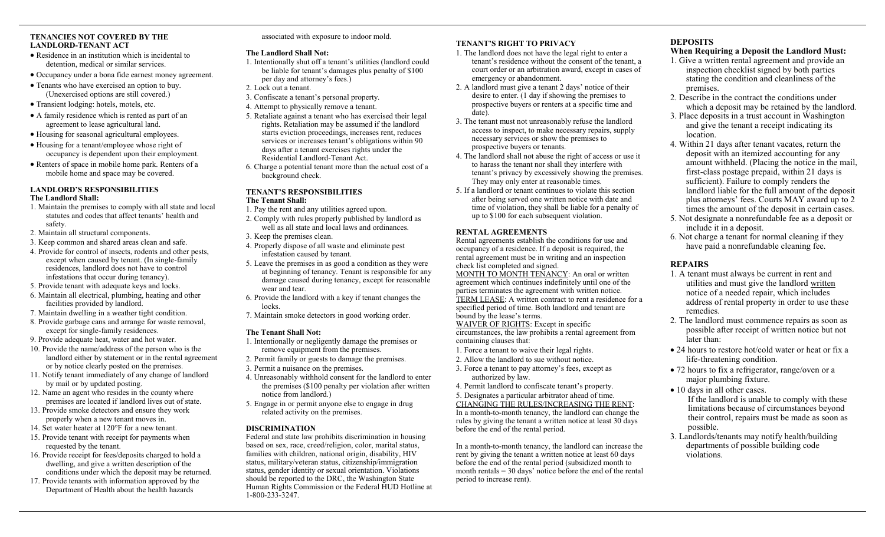## TENANCIES NOT COVERED BY THE LANDLORD-TENANT ACT

- Residence in an institution which is incidental to detention, medical or similar services.
- Occupancy under a bona fide earnest money agreement.
- Tenants who have exercised an option to buy. (Unexercised options are still covered.)
- Transient lodging: hotels, motels, etc.
- A family residence which is rented as part of an agreement to lease agricultural land.
- Housing for seasonal agricultural employees.
- Housing for a tenant/employee whose right of occupancy is dependent upon their employment.
- Renters of space in mobile home park. Renters of a mobile home and space may be covered.

## LANDLORD'S RESPONSIBILITIES

### The Landlord Shall:

1. Maintain the premises to comply with all state and local statutes and codes that affect tenants' health and safety.
2. Maintain all structural components.
3. Keep common and shared areas clean and safe.
4. Provide for control of insects, rodents and other pests, except when caused by tenant. (In single-family residences, landlord does not have to control infestations that occur during tenancy).
5. Provide tenant with adequate keys and locks.
6. Maintain all electrical, plumbing, heating and other facilities provided by landlord.
7. Maintain dwelling in a weather tight condition.
8. Provide garbage cans and arrange for waste removal, except for single-family residences.
9. Provide adequate heat, water and hot water.
10. Provide the name/address of the person who is the landlord either by statement or in the rental agreement or by notice clearly posted on the premises.
11. Notify tenant immediately of any change of landlord by mail or by updated posting.
12. Name an agent who resides in the county where premises are located if landlord lives out of state.
13. Provide smoke detectors and ensure they work properly when a new tenant moves in.
14. Set water heater at 120°F for a new tenant.
15. Provide tenant with receipt for payments when requested by the tenant.
16. Provide receipt for fees/deposits charged to hold a dwelling, and give a written description of the conditions under which the deposit may be returned.
17. Provide tenants with information approved by the Department of Health about the health hazards associated with exposure to indoor mold.

### The Landlord Shall Not:

1. Intentionally shut off a tenant's utilities (landlord could be liable for tenant's damages plus penalty of $100 per day and attorney's fees.)
2. Lock out a tenant.
3. Confiscate a tenant's personal property.
4. Attempt to physically remove a tenant.
5. Retaliate against a tenant who has exercised their legal rights. Retaliation may be assumed if the landlord starts eviction proceedings, increases rent, reduces services or increases tenant's obligations within 90 days after a tenant exercises rights under the Residential Landlord-Tenant Act.
6. Charge a potential tenant more than the actual cost of a background check.

## TENANT'S RESPONSIBILITIES

### The Tenant Shall:

1. Pay the rent and any utilities agreed upon.
2. Comply with rules properly published by landlord as well as all state and local laws and ordinances.
3. Keep the premises clean.
4. Properly dispose of all waste and eliminate pest infestation caused by tenant.
5. Leave the premises in as good a condition as they were at beginning of tenancy. Tenant is responsible for any damage caused during tenancy, except for reasonable wear and tear.
6. Provide the landlord with a key if tenant changes the locks.
7. Maintain smoke detectors in good working order.

### The Tenant Shall Not:

1. Intentionally or negligently damage the premises or remove equipment from the premises.
2. Permit family or guests to damage the premises.
3. Permit a nuisance on the premises.
4. Unreasonably withhold consent for the landlord to enter the premises ($100 penalty per violation after written notice from landlord.)
5. Engage in or permit anyone else to engage in drug related activity on the premises.

## DISCRIMINATION

Federal and state law prohibits discrimination in housing based on sex, race, creed/religion, color, marital status, families with children, national origin, disability, HIV status, military/veteran status, citizenship/immigration status, gender identity or sexual orientation. Violations should be reported to the DRC, the Washington State Human Rights Commission or the Federal HUD Hotline at 1-800-233-3247.

## TENANT'S RIGHT TO PRIVACY

1. The landlord does not have the legal right to enter a tenant's residence without the consent of the tenant, a court order or an arbitration award, except in cases of emergency or abandonment.
2. A landlord must give a tenant 2 days' notice of their desire to enter. (1 day if showing the premises to prospective buyers or renters at a specific time and date).
3. The tenant must not unreasonably refuse the landlord access to inspect, to make necessary repairs, supply necessary services or show the premises to prospective buyers or tenants.
4. The landlord shall not abuse the right of access or use it to harass the tenant nor shall they interfere with tenant's privacy by excessively showing the premises. They may only enter at reasonable times.
5. If a landlord or tenant continues to violate this section after being served one written notice with date and time of violation, they shall be liable for a penalty of up to $100 for each subsequent violation.

## RENTAL AGREEMENTS

Rental agreements establish the conditions for use and occupancy of a residence. If a deposit is required, the rental agreement must be in writing and an inspection check list completed and signed.

MONTH TO MONTH TENANCY: An oral or written agreement which continues indefinitely until one of the parties terminates the agreement with written notice.

TERM LEASE: A written contract to rent a residence for a specified period of time. Both landlord and tenant are bound by the lease's terms.

WAIVER OF RIGHTS: Except in specific circumstances, the law prohibits a rental agreement from containing clauses that:

1. Force a tenant to waive their legal rights.
2. Allow the landlord to sue without notice.
3. Force a tenant to pay attorney's fees, except as authorized by law.
4. Permit landlord to confiscate tenant's property.
5. Designates a particular arbitrator ahead of time.

CHANGING THE RULES/INCREASING THE RENT: In a month-to-month tenancy, the landlord can change the rules by giving the tenant a written notice at least 30 days before the end of the rental period.

In a month-to-month tenancy, the landlord can increase the rent by giving the tenant a written notice at least 60 days before the end of the rental period (subsidized month to month rentals = 30 days' notice before the end of the rental period to increase rent).

## DEPOSITS

### When Requiring a Deposit the Landlord Must:

1. Give a written rental agreement and provide an inspection checklist signed by both parties stating the condition and cleanliness of the premises.
2. Describe in the contract the conditions under which a deposit may be retained by the landlord.
3. Place deposits in a trust account in Washington and give the tenant a receipt indicating its location.
4. Within 21 days after tenant vacates, return the deposit with an itemized accounting for any amount withheld. (Placing the notice in the mail, first-class postage prepaid, within 21 days is sufficient). Failure to comply renders the landlord liable for the full amount of the deposit plus attorneys' fees. Courts MAY award up to 2 times the amount of the deposit in certain cases.
5. Not designate a nonrefundable fee as a deposit or include it in a deposit.
6. Not charge a tenant for normal cleaning if they have paid a nonrefundable cleaning fee.

## REPAIRS

1. A tenant must always be current in rent and utilities and must give the landlord written notice of a needed repair, which includes address of rental property in order to use these remedies.
2. The landlord must commence repairs as soon as possible after receipt of written notice but not later than:
   - 24 hours to restore hot/cold water or heat or fix a life-threatening condition.
   - 72 hours to fix a refrigerator, range/oven or a major plumbing fixture.
   - 10 days in all other cases.

   If the landlord is unable to comply with these limitations because of circumstances beyond their control, repairs must be made as soon as possible.
3. Landlords/tenants may notify health/building departments of possible building code violations.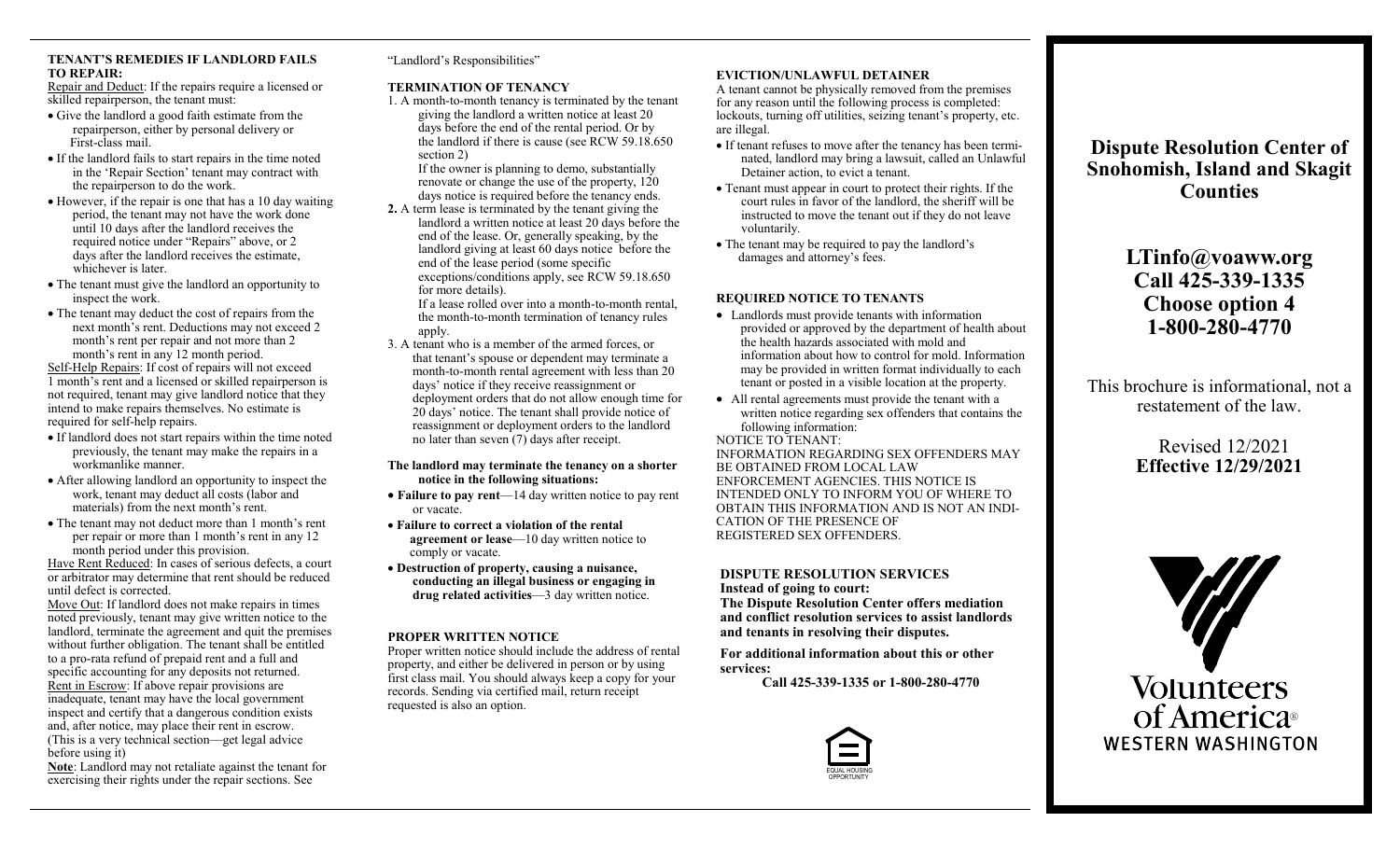**TENANT'S REMEDIES IF LANDLORD FAILS TO REPAIR:**

Repair and Deduct: If the repairs require a licensed or skilled repairperson, the tenant must:

- Give the landlord a good faith estimate from the repairperson, either by personal delivery or First-class mail.
- If the landlord fails to start repairs in the time noted in the 'Repair Section' tenant may contract with the repairperson to do the work.
- However, if the repair is one that has a 10 day waiting period, the tenant may not have the work done until 10 days after the landlord receives the required notice under "Repairs" above, or 2 days after the landlord receives the estimate, whichever is later.
- The tenant must give the landlord an opportunity to inspect the work.
- The tenant may deduct the cost of repairs from the next month's rent. Deductions may not exceed 2 month's rent per repair and not more than 2 month's rent in any 12 month period.

Self-Help Repairs: If cost of repairs will not exceed 1 month's rent and a licensed or skilled repairperson is not required, tenant may give landlord notice that they intend to make repairs themselves. No estimate is required for self-help repairs.

- If landlord does not start repairs within the time noted previously, the tenant may make the repairs in a workmanlike manner.
- After allowing landlord an opportunity to inspect the work, tenant may deduct all costs (labor and materials) from the next month's rent.
- The tenant may not deduct more than 1 month's rent per repair or more than 1 month's rent in any 12 month period under this provision.

Have Rent Reduced: In cases of serious defects, a court or arbitrator may determine that rent should be reduced until defect is corrected.

Move Out: If landlord does not make repairs in times noted previously, tenant may give written notice to the landlord, terminate the agreement and quit the premises without further obligation. The tenant shall be entitled to a pro-rata refund of prepaid rent and a full and specific accounting for any deposits not returned.

Rent in Escrow: If above repair provisions are inadequate, tenant may have the local government inspect and certify that a dangerous condition exists and, after notice, may place their rent in escrow. (This is a very technical section—get legal advice before using it)

**Note**: Landlord may not retaliate against the tenant for exercising their rights under the repair sections. See "Landlord's Responsibilities"

**TERMINATION OF TENANCY**

1. A month-to-month tenancy is terminated by the tenant giving the landlord a written notice at least 20 days before the end of the rental period. Or by the landlord if there is cause (see RCW 59.18.650 section 2)
   If the owner is planning to demo, substantially renovate or change the use of the property, 120 days notice is required before the tenancy ends.
2. A term lease is terminated by the tenant giving the landlord a written notice at least 20 days before the end of the lease. Or, generally speaking, by the landlord giving at least 60 days notice before the end of the lease period (some specific exceptions/conditions apply, see RCW 59.18.650 for more details).
   If a lease rolled over into a month-to-month rental, the month-to-month termination of tenancy rules apply.
3. A tenant who is a member of the armed forces, or that tenant's spouse or dependent may terminate a month-to-month rental agreement with less than 20 days' notice if they receive reassignment or deployment orders that do not allow enough time for 20 days' notice. The tenant shall provide notice of reassignment or deployment orders to the landlord no later than seven (7) days after receipt.

**The landlord may terminate the tenancy on a shorter notice in the following situations:**

- **Failure to pay rent**—14 day written notice to pay rent or vacate.
- **Failure to correct a violation of the rental agreement or lease**—10 day written notice to comply or vacate.
- **Destruction of property, causing a nuisance, conducting an illegal business or engaging in drug related activities**—3 day written notice.

**PROPER WRITTEN NOTICE**

Proper written notice should include the address of rental property, and either be delivered in person or by using first class mail. You should always keep a copy for your records. Sending via certified mail, return receipt requested is also an option.

**EVICTION/UNLAWFUL DETAINER**

A tenant cannot be physically removed from the premises for any reason until the following process is completed: lockouts, turning off utilities, seizing tenant's property, etc. are illegal.

- If tenant refuses to move after the tenancy has been terminated, landlord may bring a lawsuit, called an Unlawful Detainer action, to evict a tenant.
- Tenant must appear in court to protect their rights. If the court rules in favor of the landlord, the sheriff will be instructed to move the tenant out if they do not leave voluntarily.
- The tenant may be required to pay the landlord's damages and attorney's fees.

**REQUIRED NOTICE TO TENANTS**

- Landlords must provide tenants with information provided or approved by the department of health about the health hazards associated with mold and information about how to control for mold. Information may be provided in written format individually to each tenant or posted in a visible location at the property.
- All rental agreements must provide the tenant with a written notice regarding sex offenders that contains the following information:

NOTICE TO TENANT:
INFORMATION REGARDING SEX OFFENDERS MAY BE OBTAINED FROM LOCAL LAW ENFORCEMENT AGENCIES. THIS NOTICE IS INTENDED ONLY TO INFORM YOU OF WHERE TO OBTAIN THIS INFORMATION AND IS NOT AN INDICATION OF THE PRESENCE OF REGISTERED SEX OFFENDERS.

**DISPUTE RESOLUTION SERVICES**
**Instead of going to court:**
**The Dispute Resolution Center offers mediation and conflict resolution services to assist landlords and tenants in resolving their disputes.**

**For additional information about this or other services:**
**Call 425-339-1335 or 1-800-280-4770**

EQUAL HOUSING OPPORTUNITY

## Dispute Resolution Center of Snohomish, Island and Skagit Counties

**LTinfo@voaww.org**
**Call 425-339-1335**
**Choose option 4**
**1-800-280-4770**

This brochure is informational, not a restatement of the law.

Revised 12/2021
**Effective 12/29/2021**

Volunteers of America®
WESTERN WASHINGTON